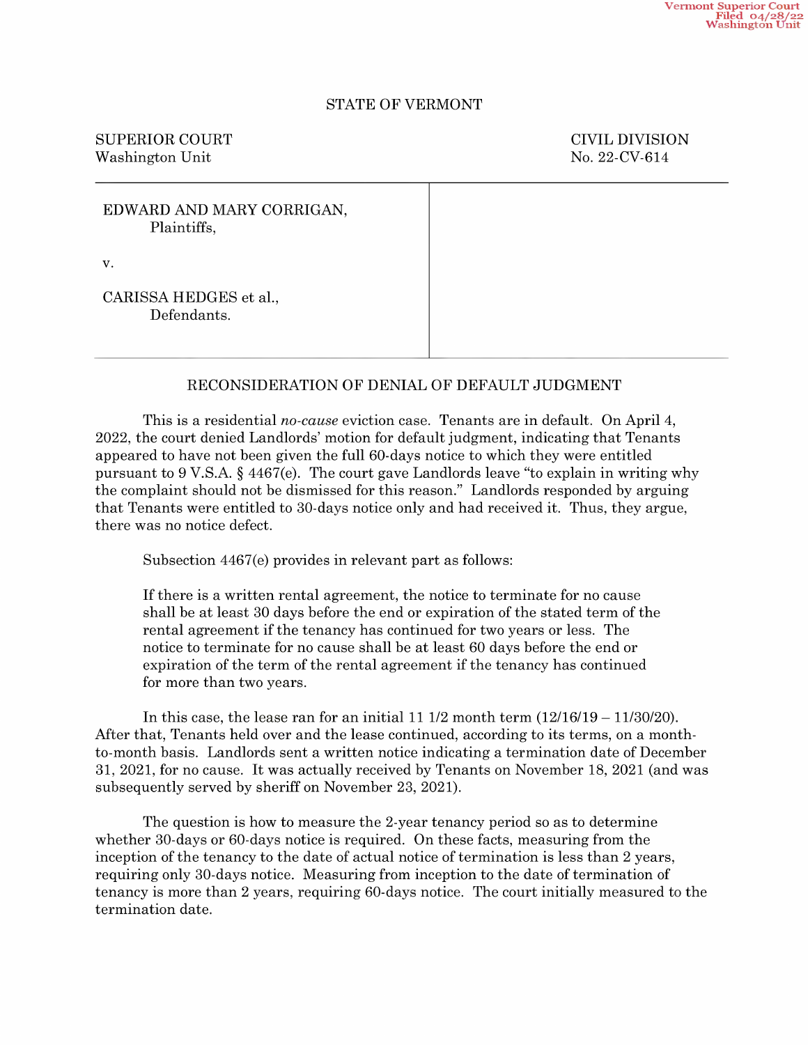Vermont Superior Court
Filed 04/28/22
Washington Unit

STATE OF VERMONT

SUPERIOR COURT
Washington Unit

CIVIL DIVISION
No. 22-CV-614

EDWARD AND MARY CORRIGAN,
Plaintiffs,

v.

CARISSA HEDGES et al.,
Defendants.

RECONSIDERATION OF DENIAL OF DEFAULT JUDGMENT

This is a residential *no-cause* eviction case. Tenants are in default. On April 4, 2022, the court denied Landlords' motion for default judgment, indicating that Tenants appeared to have not been given the full 60-days notice to which they were entitled pursuant to 9 V.S.A. § 4467(e). The court gave Landlords leave "to explain in writing why the complaint should not be dismissed for this reason." Landlords responded by arguing that Tenants were entitled to 30-days notice only and had received it. Thus, they argue, there was no notice defect.

Subsection 4467(e) provides in relevant part as follows:

> If there is a written rental agreement, the notice to terminate for no cause shall be at least 30 days before the end or expiration of the stated term of the rental agreement if the tenancy has continued for two years or less. The notice to terminate for no cause shall be at least 60 days before the end or expiration of the term of the rental agreement if the tenancy has continued for more than two years.

In this case, the lease ran for an initial 11 1/2 month term (12/16/19 – 11/30/20). After that, Tenants held over and the lease continued, according to its terms, on a month-to-month basis. Landlords sent a written notice indicating a termination date of December 31, 2021, for no cause. It was actually received by Tenants on November 18, 2021 (and was subsequently served by sheriff on November 23, 2021).

The question is how to measure the 2-year tenancy period so as to determine whether 30-days or 60-days notice is required. On these facts, measuring from the inception of the tenancy to the date of actual notice of termination is less than 2 years, requiring only 30-days notice. Measuring from inception to the date of termination of tenancy is more than 2 years, requiring 60-days notice. The court initially measured to the termination date.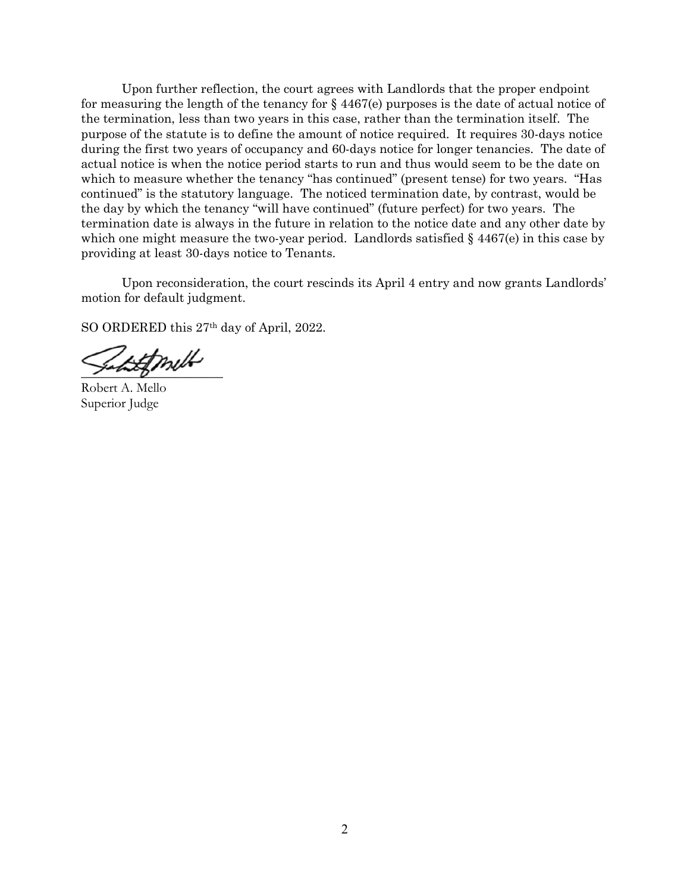Upon further reflection, the court agrees with Landlords that the proper endpoint for measuring the length of the tenancy for § 4467(e) purposes is the date of actual notice of the termination, less than two years in this case, rather than the termination itself. The purpose of the statute is to define the amount of notice required. It requires 30-days notice during the first two years of occupancy and 60-days notice for longer tenancies. The date of actual notice is when the notice period starts to run and thus would seem to be the date on which to measure whether the tenancy "has continued" (present tense) for two years. "Has continued" is the statutory language. The noticed termination date, by contrast, would be the day by which the tenancy "will have continued" (future perfect) for two years. The termination date is always in the future in relation to the notice date and any other date by which one might measure the two-year period. Landlords satisfied § 4467(e) in this case by providing at least 30-days notice to Tenants.

Upon reconsideration, the court rescinds its April 4 entry and now grants Landlords' motion for default judgment.

SO ORDERED this 27th day of April, 2022.

Robert A. Mello
Superior Judge